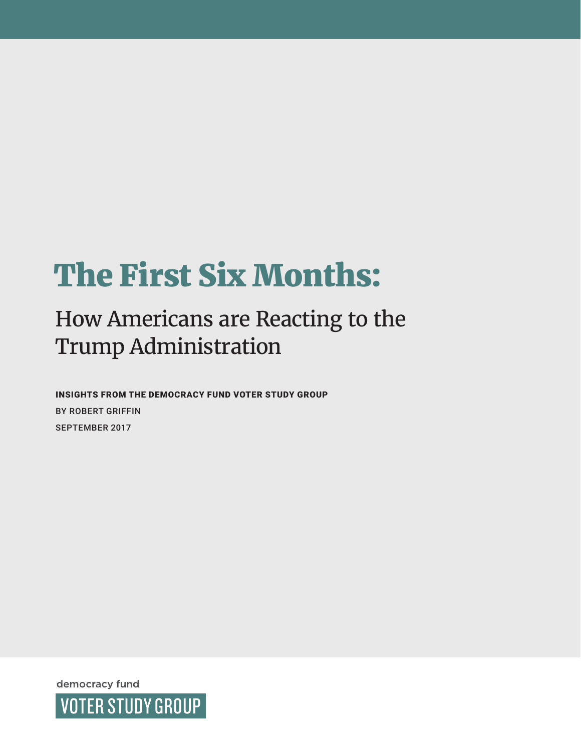# The First Six Months:

## How Americans are Reacting to the Trump Administration

**INSIGHTS FROM THE DEMOCRACY FUND VOTER STUDY GROUP**

BY ROBERT GRIFFIN

SEPTEMBER 2017

democracy fund

VOTER STUDY GROUP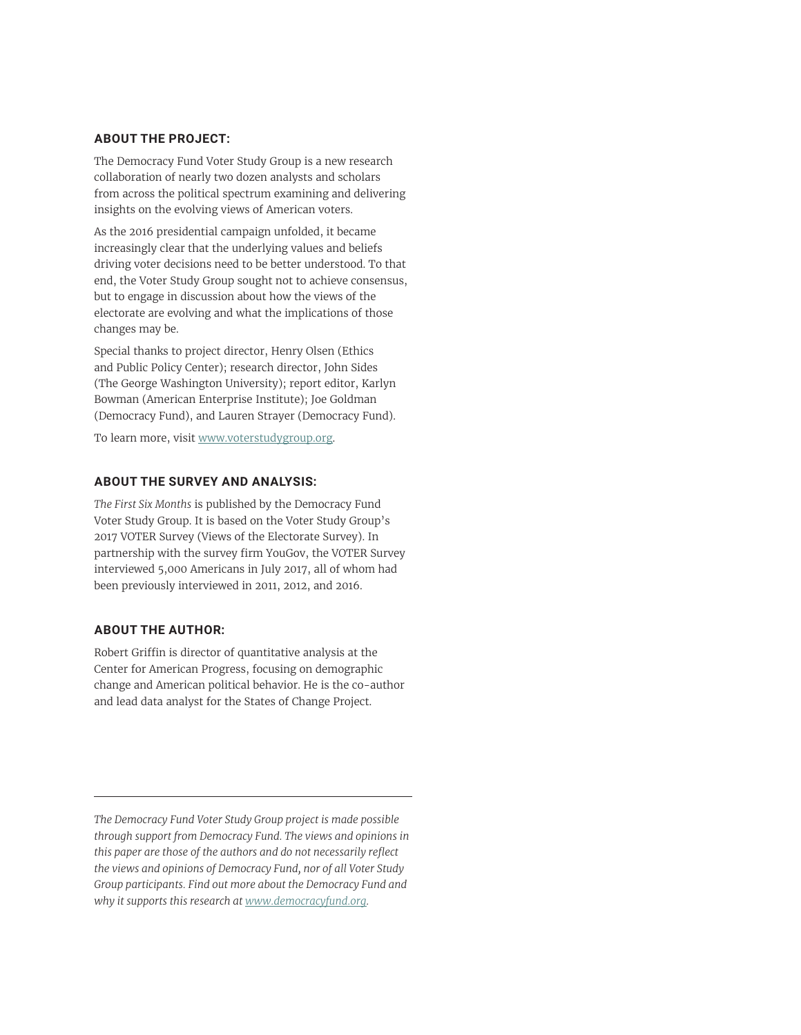## ABOUT THE PROJECT:

The Democracy Fund Voter Study Group is a new research collaboration of nearly two dozen analysts and scholars from across the political spectrum examining and delivering insights on the evolving views of American voters.

As the 2016 presidential campaign unfolded, it became increasingly clear that the underlying values and beliefs driving voter decisions need to be better understood. To that end, the Voter Study Group sought not to achieve consensus, but to engage in discussion about how the views of the electorate are evolving and what the implications of those changes may be.

Special thanks to project director, Henry Olsen (Ethics and Public Policy Center); research director, John Sides (The George Washington University); report editor, Karlyn Bowman (American Enterprise Institute); Joe Goldman (Democracy Fund), and Lauren Strayer (Democracy Fund).

To learn more, visit www.voterstudygroup.org.

## ABOUT THE SURVEY AND ANALYSIS:

*The First Six Months* is published by the Democracy Fund Voter Study Group. It is based on the Voter Study Group's 2017 VOTER Survey (Views of the Electorate Survey). In partnership with the survey firm YouGov, the VOTER Survey interviewed 5,000 Americans in July 2017, all of whom had been previously interviewed in 2011, 2012, and 2016.

## ABOUT THE AUTHOR:

Robert Griffin is director of quantitative analysis at the Center for American Progress, focusing on demographic change and American political behavior. He is the co-author and lead data analyst for the States of Change Project.

---

*The Democracy Fund Voter Study Group project is made possible through support from Democracy Fund. The views and opinions in this paper are those of the authors and do not necessarily reflect the views and opinions of Democracy Fund, nor of all Voter Study Group participants. Find out more about the Democracy Fund and why it supports this research at www.democracyfund.org.*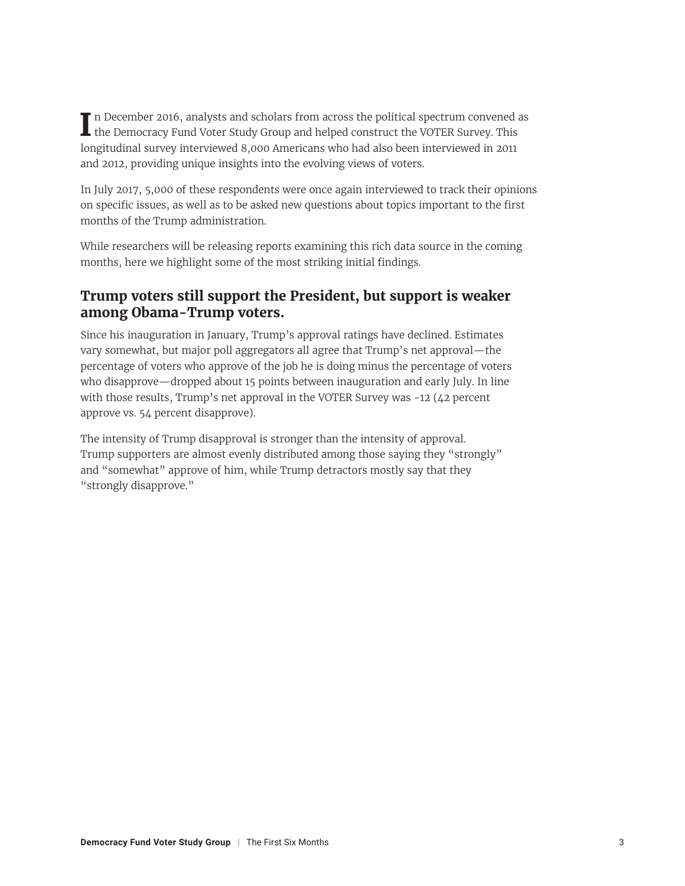In December 2016, analysts and scholars from across the political spectrum convened as the Democracy Fund Voter Study Group and helped construct the VOTER Survey. This longitudinal survey interviewed 8,000 Americans who had also been interviewed in 2011 and 2012, providing unique insights into the evolving views of voters.

In July 2017, 5,000 of these respondents were once again interviewed to track their opinions on specific issues, as well as to be asked new questions about topics important to the first months of the Trump administration.

While researchers will be releasing reports examining this rich data source in the coming months, here we highlight some of the most striking initial findings.

## Trump voters still support the President, but support is weaker among Obama-Trump voters.

Since his inauguration in January, Trump's approval ratings have declined. Estimates vary somewhat, but major poll aggregators all agree that Trump's net approval—the percentage of voters who approve of the job he is doing minus the percentage of voters who disapprove—dropped about 15 points between inauguration and early July. In line with those results, Trump's net approval in the VOTER Survey was -12 (42 percent approve vs. 54 percent disapprove).

The intensity of Trump disapproval is stronger than the intensity of approval. Trump supporters are almost evenly distributed among those saying they "strongly" and "somewhat" approve of him, while Trump detractors mostly say that they "strongly disapprove."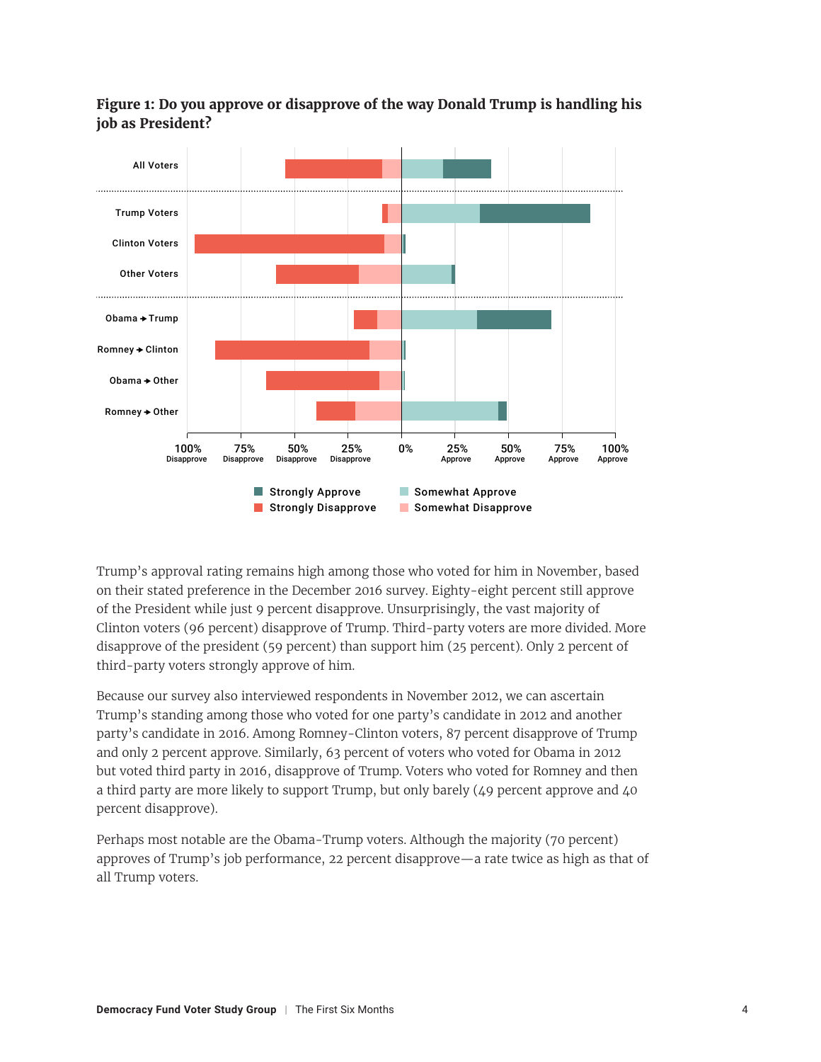**Figure 1: Do you approve or disapprove of the way Donald Trump is handling his job as President?**

Trump's approval rating remains high among those who voted for him in November, based on their stated preference in the December 2016 survey. Eighty-eight percent still approve of the President while just 9 percent disapprove. Unsurprisingly, the vast majority of Clinton voters (96 percent) disapprove of Trump. Third-party voters are more divided. More disapprove of the president (59 percent) than support him (25 percent). Only 2 percent of third-party voters strongly approve of him.

Because our survey also interviewed respondents in November 2012, we can ascertain Trump's standing among those who voted for one party's candidate in 2012 and another party's candidate in 2016. Among Romney-Clinton voters, 87 percent disapprove of Trump and only 2 percent approve. Similarly, 63 percent of voters who voted for Obama in 2012 but voted third party in 2016, disapprove of Trump. Voters who voted for Romney and then a third party are more likely to support Trump, but only barely (49 percent approve and 40 percent disapprove).

Perhaps most notable are the Obama-Trump voters. Although the majority (70 percent) approves of Trump's job performance, 22 percent disapprove—a rate twice as high as that of all Trump voters.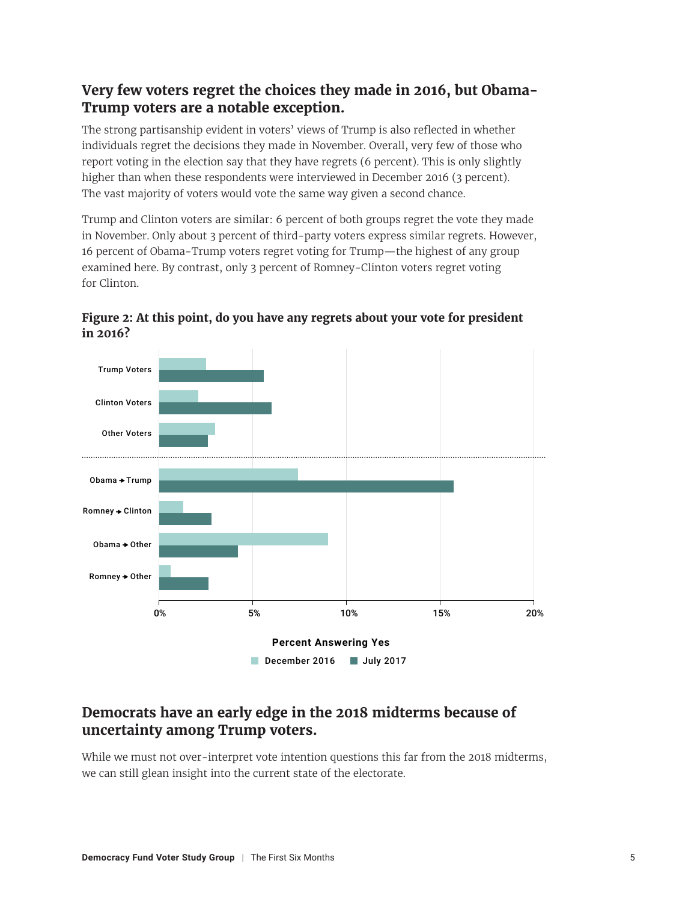## Very few voters regret the choices they made in 2016, but Obama-Trump voters are a notable exception.

The strong partisanship evident in voters' views of Trump is also reflected in whether individuals regret the decisions they made in November. Overall, very few of those who report voting in the election say that they have regrets (6 percent). This is only slightly higher than when these respondents were interviewed in December 2016 (3 percent). The vast majority of voters would vote the same way given a second chance.

Trump and Clinton voters are similar: 6 percent of both groups regret the vote they made in November. Only about 3 percent of third-party voters express similar regrets. However, 16 percent of Obama-Trump voters regret voting for Trump—the highest of any group examined here. By contrast, only 3 percent of Romney-Clinton voters regret voting for Clinton.

**Figure 2: At this point, do you have any regrets about your vote for president in 2016?**

Trump Voters
Clinton Voters
Other Voters
Obama → Trump
Romney → Clinton
Obama → Other
Romney → Other

0% 5% 10% 15% 20%

Percent Answering Yes

December 2016 July 2017

## Democrats have an early edge in the 2018 midterms because of uncertainty among Trump voters.

While we must not over-interpret vote intention questions this far from the 2018 midterms, we can still glean insight into the current state of the electorate.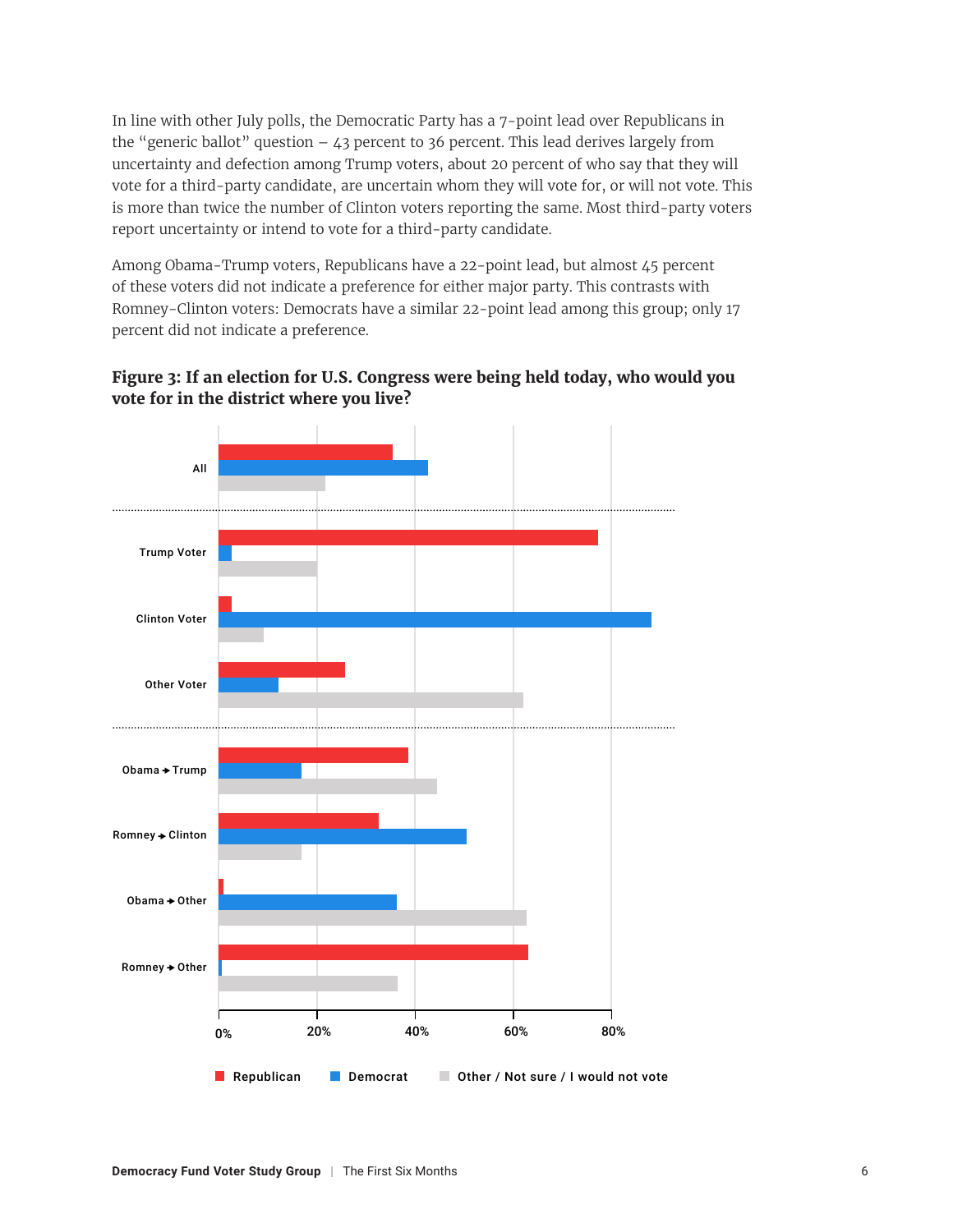In line with other July polls, the Democratic Party has a 7-point lead over Republicans in the "generic ballot" question – 43 percent to 36 percent. This lead derives largely from uncertainty and defection among Trump voters, about 20 percent of who say that they will vote for a third-party candidate, are uncertain whom they will vote for, or will not vote. This is more than twice the number of Clinton voters reporting the same. Most third-party voters report uncertainty or intend to vote for a third-party candidate.

Among Obama-Trump voters, Republicans have a 22-point lead, but almost 45 percent of these voters did not indicate a preference for either major party. This contrasts with Romney-Clinton voters: Democrats have a similar 22-point lead among this group; only 17 percent did not indicate a preference.

**Figure 3: If an election for U.S. Congress were being held today, who would you vote for in the district where you live?**

All

Trump Voter

Clinton Voter

Other Voter

Obama → Trump

Romney → Clinton

Obama → Other

Romney → Other

0% 20% 40% 60% 80%

Republican Democrat Other / Not sure / I would not vote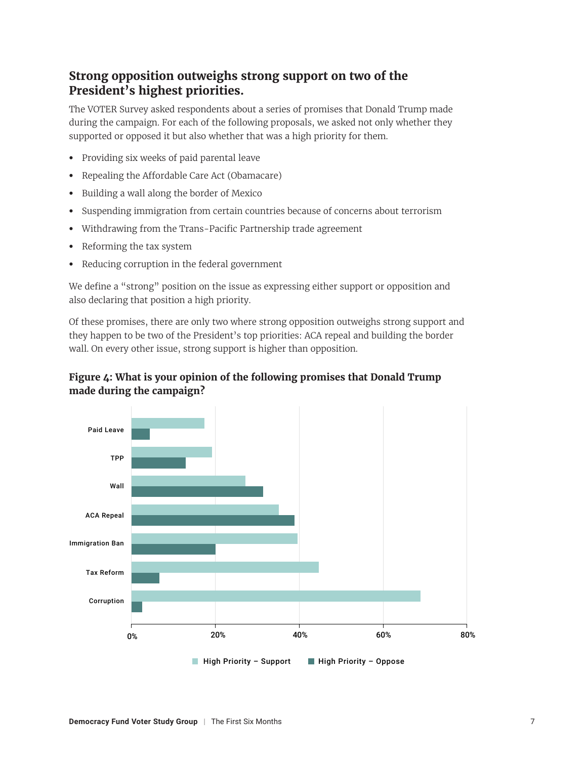## Strong opposition outweighs strong support on two of the President's highest priorities.

The VOTER Survey asked respondents about a series of promises that Donald Trump made during the campaign. For each of the following proposals, we asked not only whether they supported or opposed it but also whether that was a high priority for them.

- Providing six weeks of paid parental leave
- Repealing the Affordable Care Act (Obamacare)
- Building a wall along the border of Mexico
- Suspending immigration from certain countries because of concerns about terrorism
- Withdrawing from the Trans-Pacific Partnership trade agreement
- Reforming the tax system
- Reducing corruption in the federal government

We define a "strong" position on the issue as expressing either support or opposition and also declaring that position a high priority.

Of these promises, there are only two where strong opposition outweighs strong support and they happen to be two of the President's top priorities: ACA repeal and building the border wall. On every other issue, strong support is higher than opposition.

**Figure 4: What is your opinion of the following promises that Donald Trump made during the campaign?**

Paid Leave
TPP
Wall
ACA Repeal
Immigration Ban
Tax Reform
Corruption

0% 20% 40% 60% 80%

High Priority – Support | High Priority – Oppose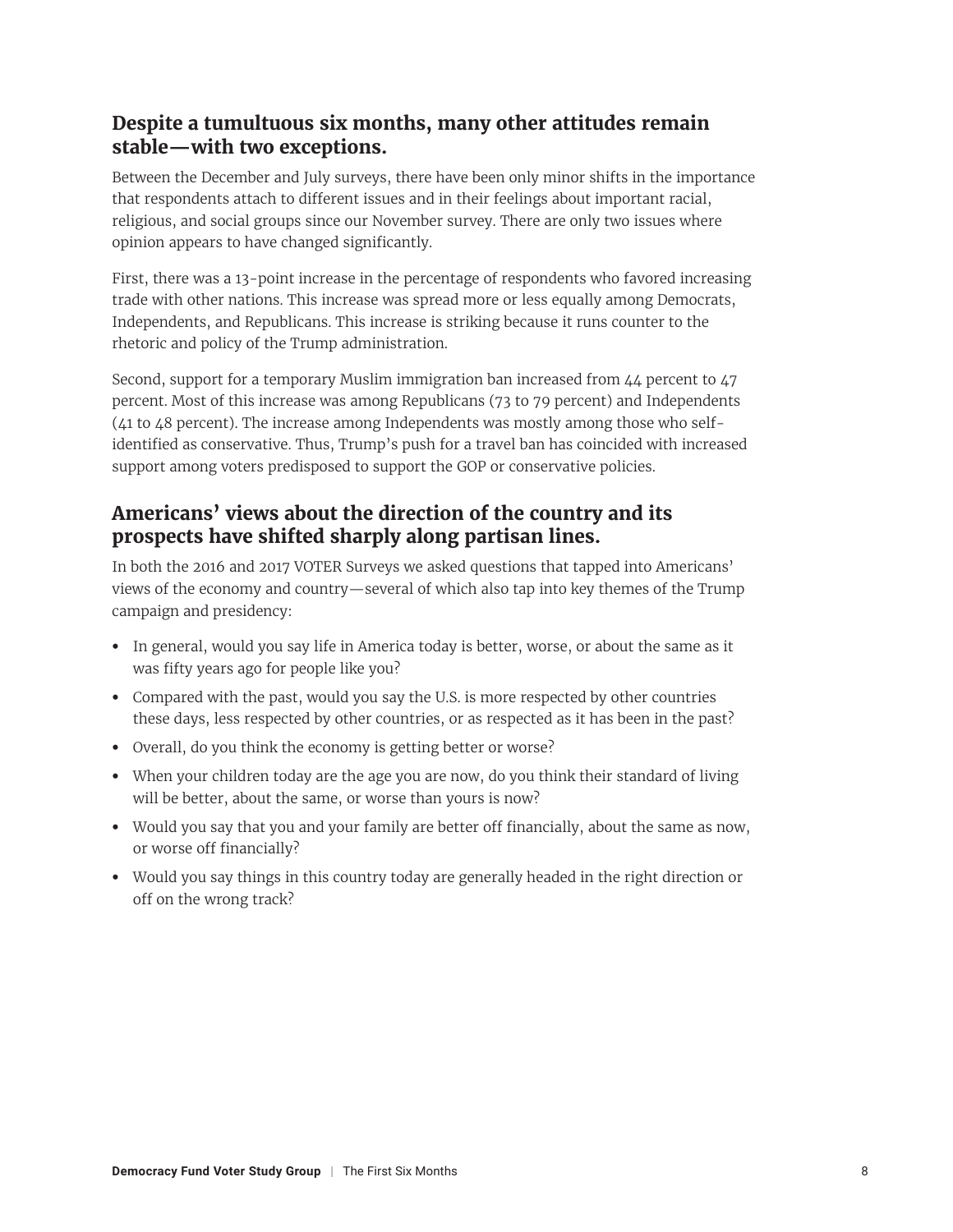## Despite a tumultuous six months, many other attitudes remain stable—with two exceptions.

Between the December and July surveys, there have been only minor shifts in the importance that respondents attach to different issues and in their feelings about important racial, religious, and social groups since our November survey. There are only two issues where opinion appears to have changed significantly.

First, there was a 13-point increase in the percentage of respondents who favored increasing trade with other nations. This increase was spread more or less equally among Democrats, Independents, and Republicans. This increase is striking because it runs counter to the rhetoric and policy of the Trump administration.

Second, support for a temporary Muslim immigration ban increased from 44 percent to 47 percent. Most of this increase was among Republicans (73 to 79 percent) and Independents (41 to 48 percent). The increase among Independents was mostly among those who self-identified as conservative. Thus, Trump's push for a travel ban has coincided with increased support among voters predisposed to support the GOP or conservative policies.

## Americans' views about the direction of the country and its prospects have shifted sharply along partisan lines.

In both the 2016 and 2017 VOTER Surveys we asked questions that tapped into Americans' views of the economy and country—several of which also tap into key themes of the Trump campaign and presidency:

- In general, would you say life in America today is better, worse, or about the same as it was fifty years ago for people like you?
- Compared with the past, would you say the U.S. is more respected by other countries these days, less respected by other countries, or as respected as it has been in the past?
- Overall, do you think the economy is getting better or worse?
- When your children today are the age you are now, do you think their standard of living will be better, about the same, or worse than yours is now?
- Would you say that you and your family are better off financially, about the same as now, or worse off financially?
- Would you say things in this country today are generally headed in the right direction or off on the wrong track?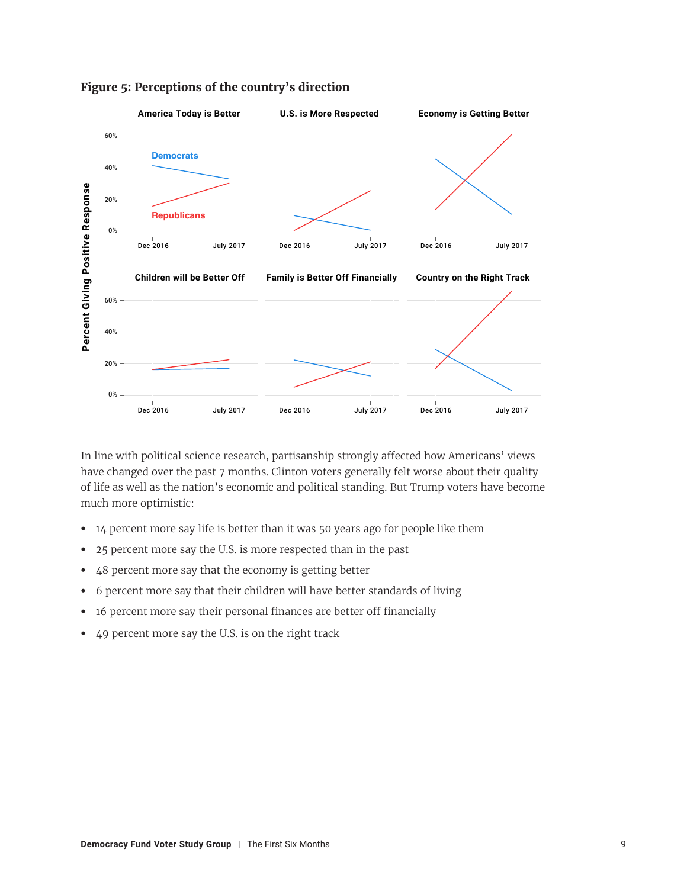**Figure 5: Perceptions of the country's direction**

In line with political science research, partisanship strongly affected how Americans' views have changed over the past 7 months. Clinton voters generally felt worse about their quality of life as well as the nation's economic and political standing. But Trump voters have become much more optimistic:

- 14 percent more say life is better than it was 50 years ago for people like them
- 25 percent more say the U.S. is more respected than in the past
- 48 percent more say that the economy is getting better
- 6 percent more say that their children will have better standards of living
- 16 percent more say their personal finances are better off financially
- 49 percent more say the U.S. is on the right track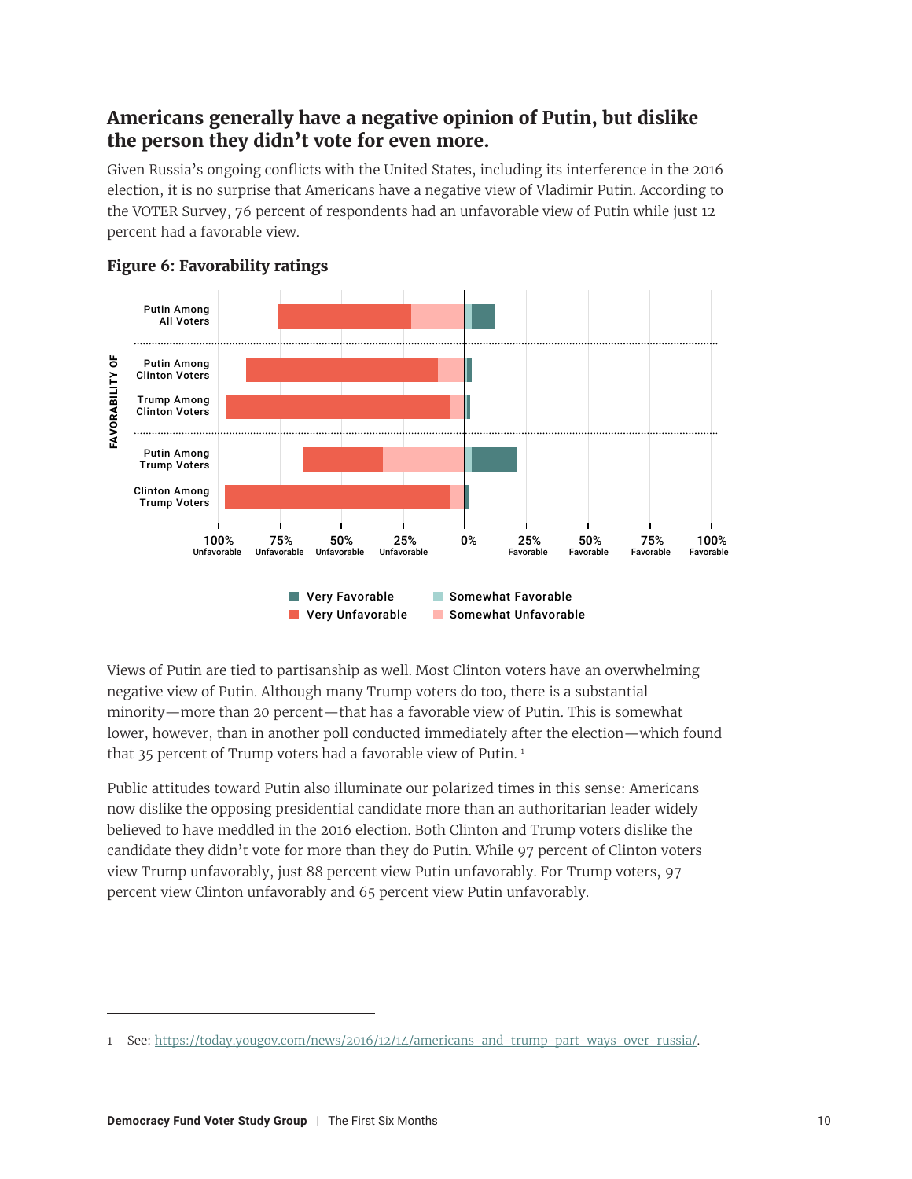## Americans generally have a negative opinion of Putin, but dislike the person they didn't vote for even more.

Given Russia's ongoing conflicts with the United States, including its interference in the 2016 election, it is no surprise that Americans have a negative view of Vladimir Putin. According to the VOTER Survey, 76 percent of respondents had an unfavorable view of Putin while just 12 percent had a favorable view.

**Figure 6: Favorability ratings**

Views of Putin are tied to partisanship as well. Most Clinton voters have an overwhelming negative view of Putin. Although many Trump voters do too, there is a substantial minority—more than 20 percent—that has a favorable view of Putin. This is somewhat lower, however, than in another poll conducted immediately after the election—which found that 35 percent of Trump voters had a favorable view of Putin. [1]

Public attitudes toward Putin also illuminate our polarized times in this sense: Americans now dislike the opposing presidential candidate more than an authoritarian leader widely believed to have meddled in the 2016 election. Both Clinton and Trump voters dislike the candidate they didn't vote for more than they do Putin. While 97 percent of Clinton voters view Trump unfavorably, just 88 percent view Putin unfavorably. For Trump voters, 97 percent view Clinton unfavorably and 65 percent view Putin unfavorably.

---

1 See: https://today.yougov.com/news/2016/12/14/americans-and-trump-part-ways-over-russia/.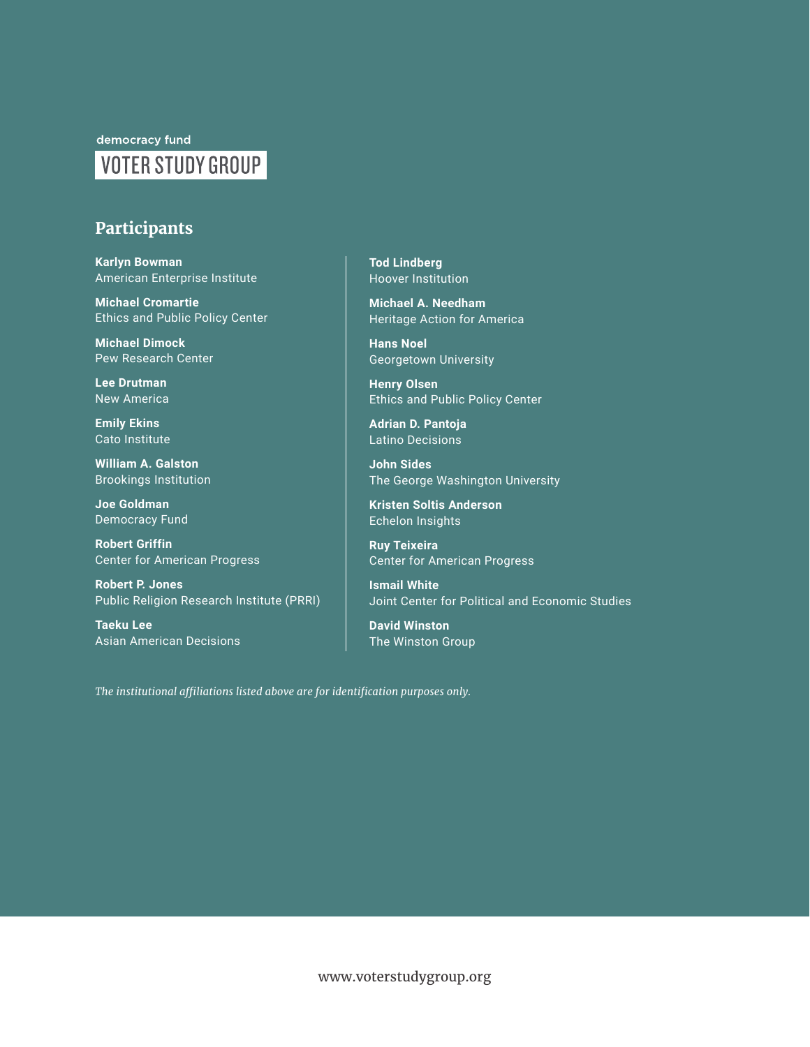democracy fund

VOTER STUDY GROUP

## Participants

**Karlyn Bowman**
American Enterprise Institute

**Michael Cromartie**
Ethics and Public Policy Center

**Michael Dimock**
Pew Research Center

**Lee Drutman**
New America

**Emily Ekins**
Cato Institute

**William A. Galston**
Brookings Institution

**Joe Goldman**
Democracy Fund

**Robert Griffin**
Center for American Progress

**Robert P. Jones**
Public Religion Research Institute (PRRI)

**Taeku Lee**
Asian American Decisions

**Tod Lindberg**
Hoover Institution

**Michael A. Needham**
Heritage Action for America

**Hans Noel**
Georgetown University

**Henry Olsen**
Ethics and Public Policy Center

**Adrian D. Pantoja**
Latino Decisions

**John Sides**
The George Washington University

**Kristen Soltis Anderson**
Echelon Insights

**Ruy Teixeira**
Center for American Progress

**Ismail White**
Joint Center for Political and Economic Studies

**David Winston**
The Winston Group

*The institutional affiliations listed above are for identification purposes only.*

www.voterstudygroup.org